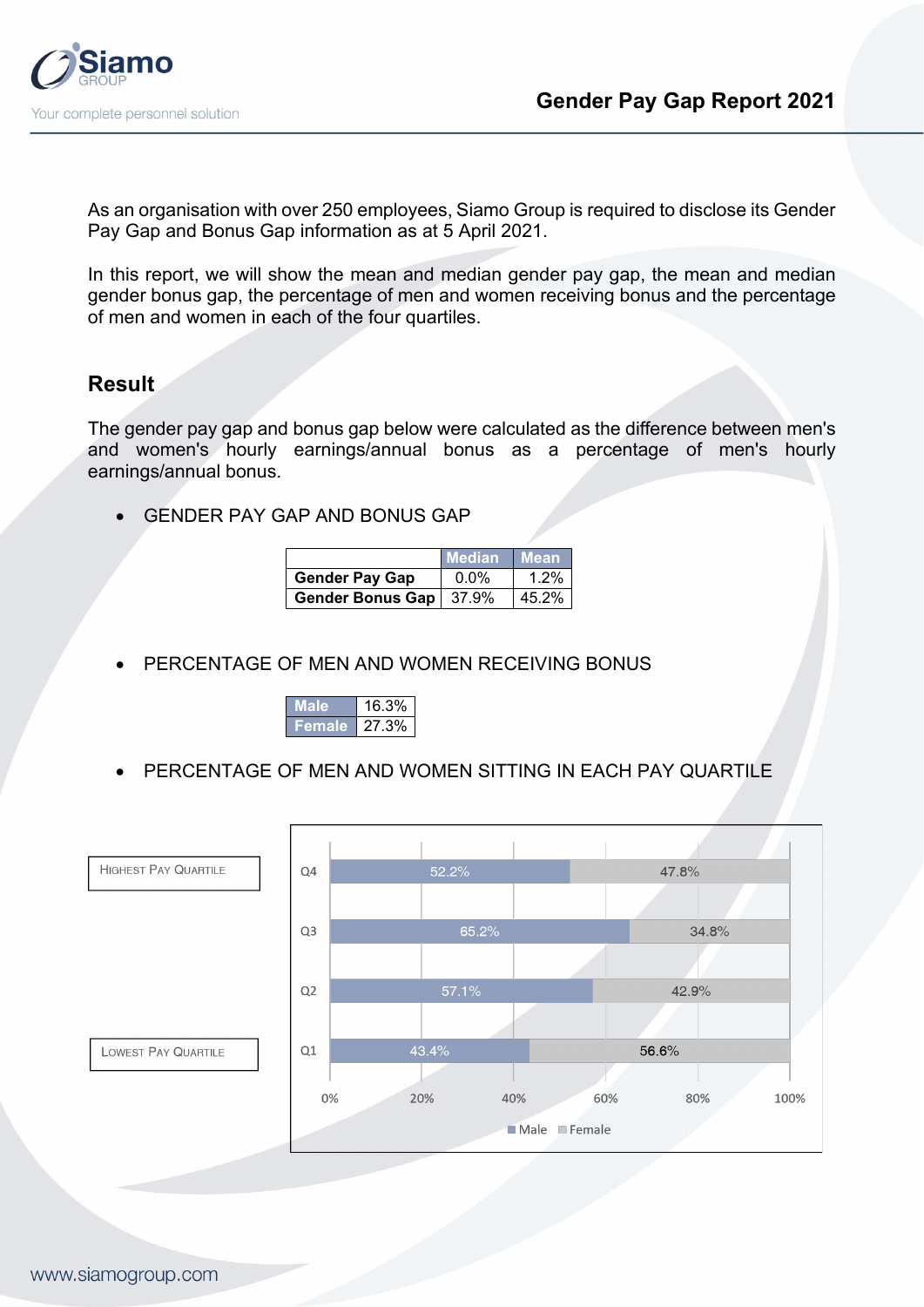Siamo GROUP

Your complete personnel solution

# Gender Pay Gap Report 2021

As an organisation with over 250 employees, Siamo Group is required to disclose its Gender Pay Gap and Bonus Gap information as at 5 April 2021.

In this report, we will show the mean and median gender pay gap, the mean and median gender bonus gap, the percentage of men and women receiving bonus and the percentage of men and women in each of the four quartiles.

## Result

The gender pay gap and bonus gap below were calculated as the difference between men's and women's hourly earnings/annual bonus as a percentage of men's hourly earnings/annual bonus.

- GENDER PAY GAP AND BONUS GAP

| | Median | Mean |
|---|---|---|
| **Gender Pay Gap** | 0.0% | 1.2% |
| **Gender Bonus Gap** | 37.9% | 45.2% |

- PERCENTAGE OF MEN AND WOMEN RECEIVING BONUS

| | |
|---|---|
| **Male** | 16.3% |
| **Female** | 27.3% |

- PERCENTAGE OF MEN AND WOMEN SITTING IN EACH PAY QUARTILE

| Quartile | Male | Female |
|---|---|---|
| Q4 (Highest Pay Quartile) | 52.2% | 47.8% |
| Q3 | 65.2% | 34.8% |
| Q2 | 57.1% | 42.9% |
| Q1 (Lowest Pay Quartile) | 43.4% | 56.6% |

www.siamogroup.com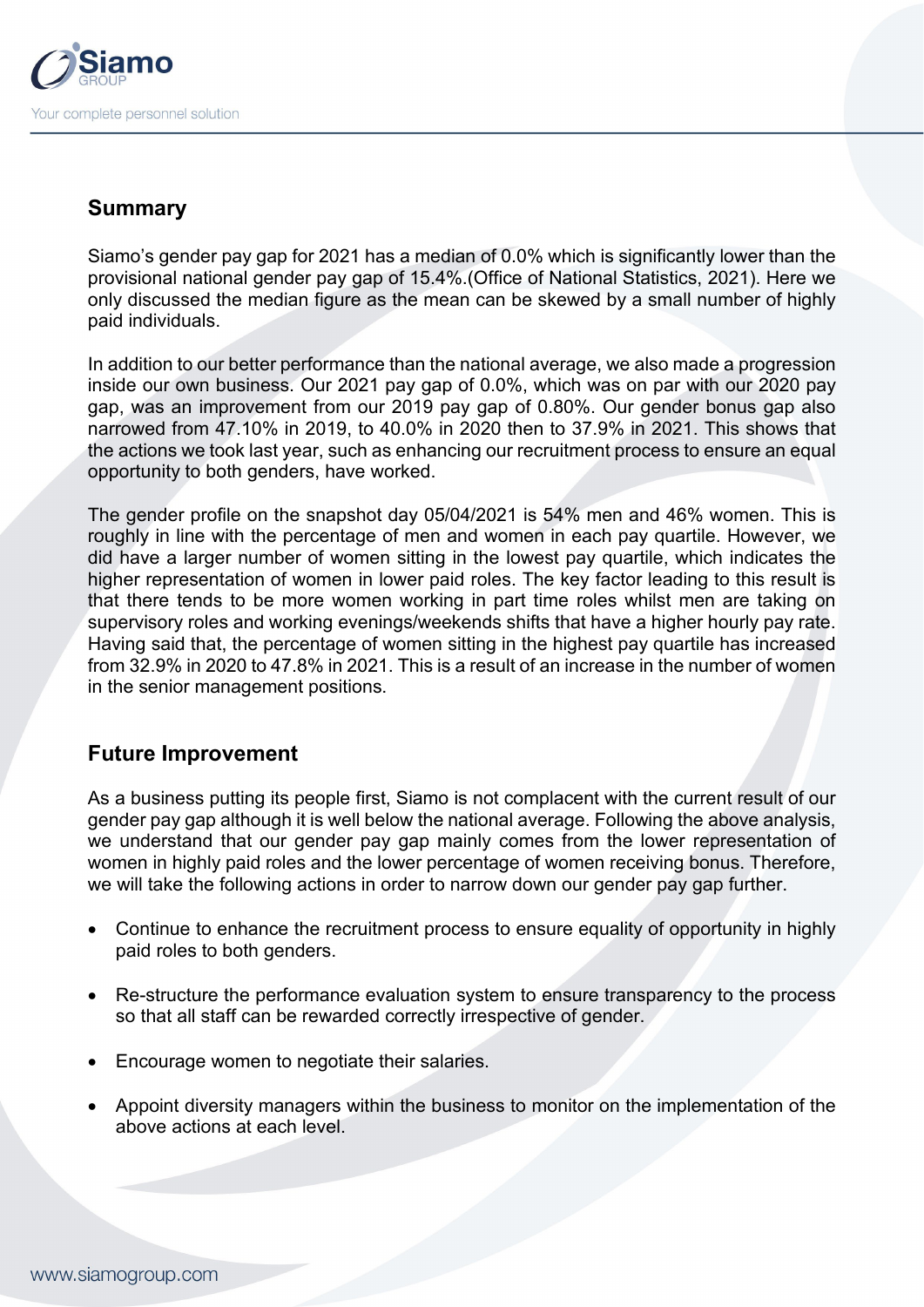## Summary

Siamo's gender pay gap for 2021 has a median of 0.0% which is significantly lower than the provisional national gender pay gap of 15.4%.(Office of National Statistics, 2021). Here we only discussed the median figure as the mean can be skewed by a small number of highly paid individuals.

In addition to our better performance than the national average, we also made a progression inside our own business. Our 2021 pay gap of 0.0%, which was on par with our 2020 pay gap, was an improvement from our 2019 pay gap of 0.80%. Our gender bonus gap also narrowed from 47.10% in 2019, to 40.0% in 2020 then to 37.9% in 2021. This shows that the actions we took last year, such as enhancing our recruitment process to ensure an equal opportunity to both genders, have worked.

The gender profile on the snapshot day 05/04/2021 is 54% men and 46% women. This is roughly in line with the percentage of men and women in each pay quartile. However, we did have a larger number of women sitting in the lowest pay quartile, which indicates the higher representation of women in lower paid roles. The key factor leading to this result is that there tends to be more women working in part time roles whilst men are taking on supervisory roles and working evenings/weekends shifts that have a higher hourly pay rate. Having said that, the percentage of women sitting in the highest pay quartile has increased from 32.9% in 2020 to 47.8% in 2021. This is a result of an increase in the number of women in the senior management positions.

## Future Improvement

As a business putting its people first, Siamo is not complacent with the current result of our gender pay gap although it is well below the national average. Following the above analysis, we understand that our gender pay gap mainly comes from the lower representation of women in highly paid roles and the lower percentage of women receiving bonus. Therefore, we will take the following actions in order to narrow down our gender pay gap further.

- Continue to enhance the recruitment process to ensure equality of opportunity in highly paid roles to both genders.
- Re-structure the performance evaluation system to ensure transparency to the process so that all staff can be rewarded correctly irrespective of gender.
- Encourage women to negotiate their salaries.
- Appoint diversity managers within the business to monitor on the implementation of the above actions at each level.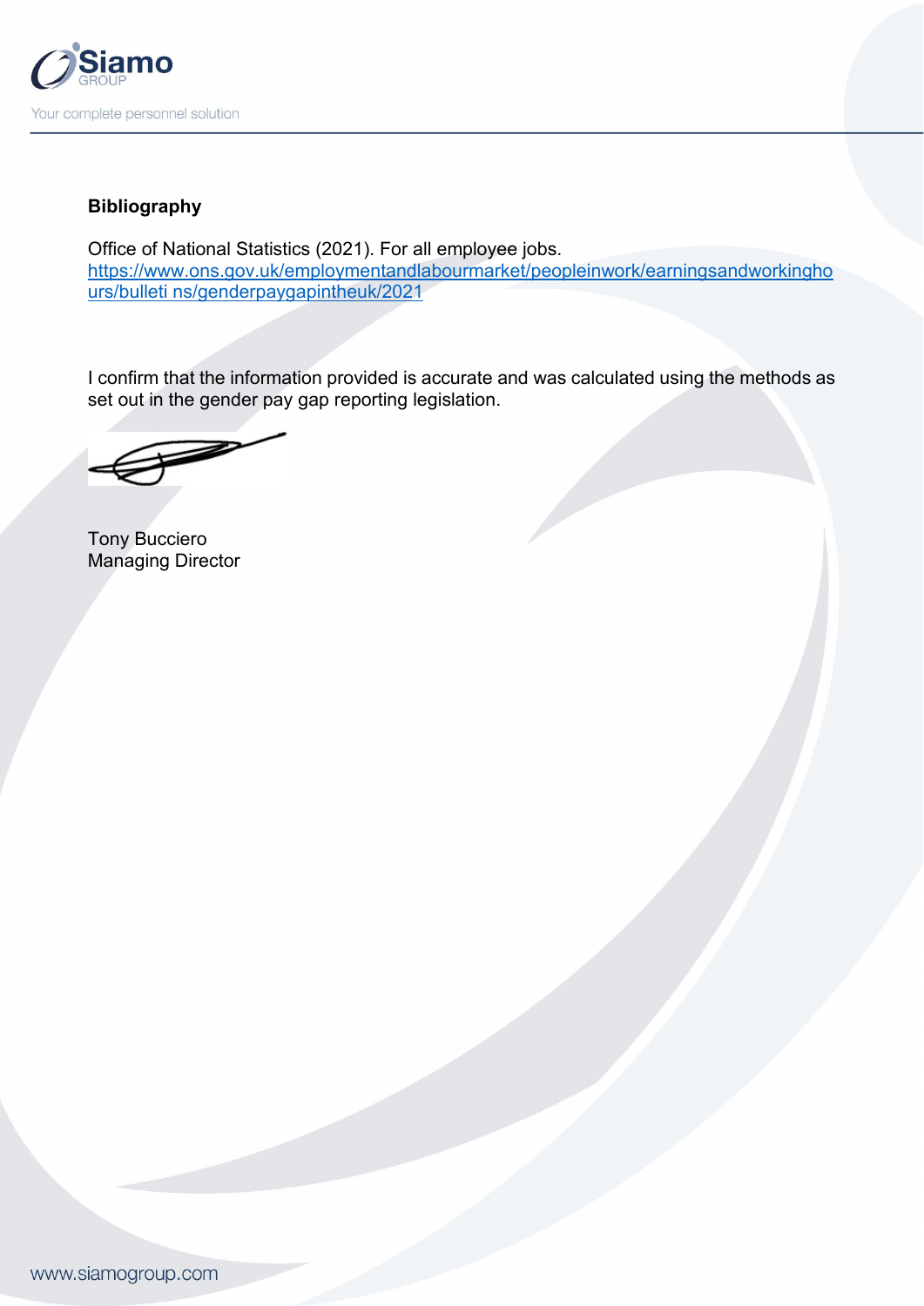**Bibliography**

Office of National Statistics (2021). For all employee jobs.
https://www.ons.gov.uk/employmentandlabourmarket/peopleinwork/earningsandworkinghours/bulleti ns/genderpaygapintheuk/2021

I confirm that the information provided is accurate and was calculated using the methods as set out in the gender pay gap reporting legislation.

Tony Bucciero
Managing Director